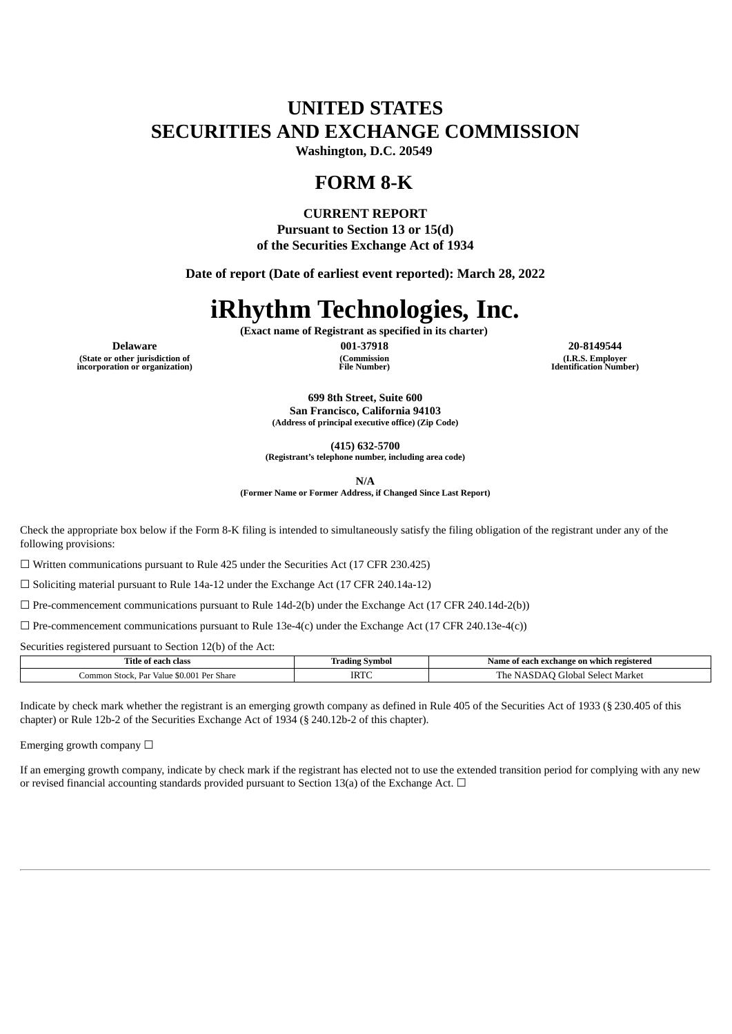# UNITED STATES
# SECURITIES AND EXCHANGE COMMISSION

**Washington, D.C. 20549**

## FORM 8-K

**CURRENT REPORT**
**Pursuant to Section 13 or 15(d)**
**of the Securities Exchange Act of 1934**

**Date of report (Date of earliest event reported): March 28, 2022**

# iRhythm Technologies, Inc.

**(Exact name of Registrant as specified in its charter)**

| | | |
|---|---|---|
| **Delaware** | **001-37918** | **20-8149544** |
| **(State or other jurisdiction of incorporation or organization)** | **(Commission File Number)** | **(I.R.S. Employer Identification Number)** |

**699 8th Street, Suite 600**
**San Francisco, California 94103**
**(Address of principal executive office) (Zip Code)**

**(415) 632-5700**
**(Registrant's telephone number, including area code)**

**N/A**
**(Former Name or Former Address, if Changed Since Last Report)**

Check the appropriate box below if the Form 8-K filing is intended to simultaneously satisfy the filing obligation of the registrant under any of the following provisions:

☐ Written communications pursuant to Rule 425 under the Securities Act (17 CFR 230.425)

☐ Soliciting material pursuant to Rule 14a-12 under the Exchange Act (17 CFR 240.14a-12)

☐ Pre-commencement communications pursuant to Rule 14d-2(b) under the Exchange Act (17 CFR 240.14d-2(b))

☐ Pre-commencement communications pursuant to Rule 13e-4(c) under the Exchange Act (17 CFR 240.13e-4(c))

Securities registered pursuant to Section 12(b) of the Act:

| Title of each class | Trading Symbol | Name of each exchange on which registered |
|---|---|---|
| Common Stock, Par Value $0.001 Per Share | IRTC | The NASDAQ Global Select Market |

Indicate by check mark whether the registrant is an emerging growth company as defined in Rule 405 of the Securities Act of 1933 (§ 230.405 of this chapter) or Rule 12b-2 of the Securities Exchange Act of 1934 (§ 240.12b-2 of this chapter).

Emerging growth company ☐

If an emerging growth company, indicate by check mark if the registrant has elected not to use the extended transition period for complying with any new or revised financial accounting standards provided pursuant to Section 13(a) of the Exchange Act. ☐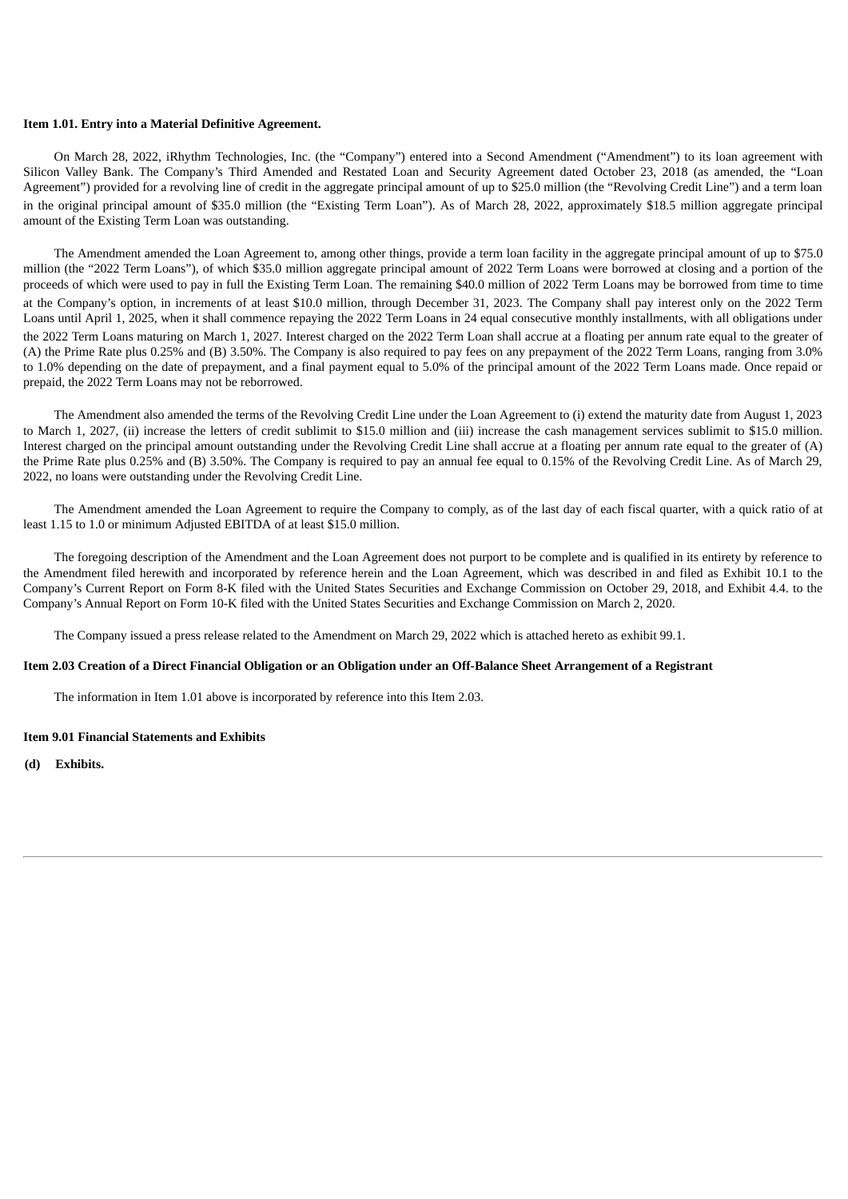**Item 1.01. Entry into a Material Definitive Agreement.**

On March 28, 2022, iRhythm Technologies, Inc. (the "Company") entered into a Second Amendment ("Amendment") to its loan agreement with Silicon Valley Bank. The Company's Third Amended and Restated Loan and Security Agreement dated October 23, 2018 (as amended, the "Loan Agreement") provided for a revolving line of credit in the aggregate principal amount of up to $25.0 million (the "Revolving Credit Line") and a term loan in the original principal amount of $35.0 million (the "Existing Term Loan"). As of March 28, 2022, approximately $18.5 million aggregate principal amount of the Existing Term Loan was outstanding.

The Amendment amended the Loan Agreement to, among other things, provide a term loan facility in the aggregate principal amount of up to $75.0 million (the "2022 Term Loans"), of which $35.0 million aggregate principal amount of 2022 Term Loans were borrowed at closing and a portion of the proceeds of which were used to pay in full the Existing Term Loan. The remaining $40.0 million of 2022 Term Loans may be borrowed from time to time at the Company's option, in increments of at least $10.0 million, through December 31, 2023. The Company shall pay interest only on the 2022 Term Loans until April 1, 2025, when it shall commence repaying the 2022 Term Loans in 24 equal consecutive monthly installments, with all obligations under the 2022 Term Loans maturing on March 1, 2027. Interest charged on the 2022 Term Loan shall accrue at a floating per annum rate equal to the greater of (A) the Prime Rate plus 0.25% and (B) 3.50%. The Company is also required to pay fees on any prepayment of the 2022 Term Loans, ranging from 3.0% to 1.0% depending on the date of prepayment, and a final payment equal to 5.0% of the principal amount of the 2022 Term Loans made. Once repaid or prepaid, the 2022 Term Loans may not be reborrowed.

The Amendment also amended the terms of the Revolving Credit Line under the Loan Agreement to (i) extend the maturity date from August 1, 2023 to March 1, 2027, (ii) increase the letters of credit sublimit to $15.0 million and (iii) increase the cash management services sublimit to $15.0 million. Interest charged on the principal amount outstanding under the Revolving Credit Line shall accrue at a floating per annum rate equal to the greater of (A) the Prime Rate plus 0.25% and (B) 3.50%. The Company is required to pay an annual fee equal to 0.15% of the Revolving Credit Line. As of March 29, 2022, no loans were outstanding under the Revolving Credit Line.

The Amendment amended the Loan Agreement to require the Company to comply, as of the last day of each fiscal quarter, with a quick ratio of at least 1.15 to 1.0 or minimum Adjusted EBITDA of at least $15.0 million.

The foregoing description of the Amendment and the Loan Agreement does not purport to be complete and is qualified in its entirety by reference to the Amendment filed herewith and incorporated by reference herein and the Loan Agreement, which was described in and filed as Exhibit 10.1 to the Company's Current Report on Form 8-K filed with the United States Securities and Exchange Commission on October 29, 2018, and Exhibit 4.4. to the Company's Annual Report on Form 10-K filed with the United States Securities and Exchange Commission on March 2, 2020.

The Company issued a press release related to the Amendment on March 29, 2022 which is attached hereto as exhibit 99.1.

**Item 2.03 Creation of a Direct Financial Obligation or an Obligation under an Off-Balance Sheet Arrangement of a Registrant**

The information in Item 1.01 above is incorporated by reference into this Item 2.03.

**Item 9.01 Financial Statements and Exhibits**

**(d) Exhibits.**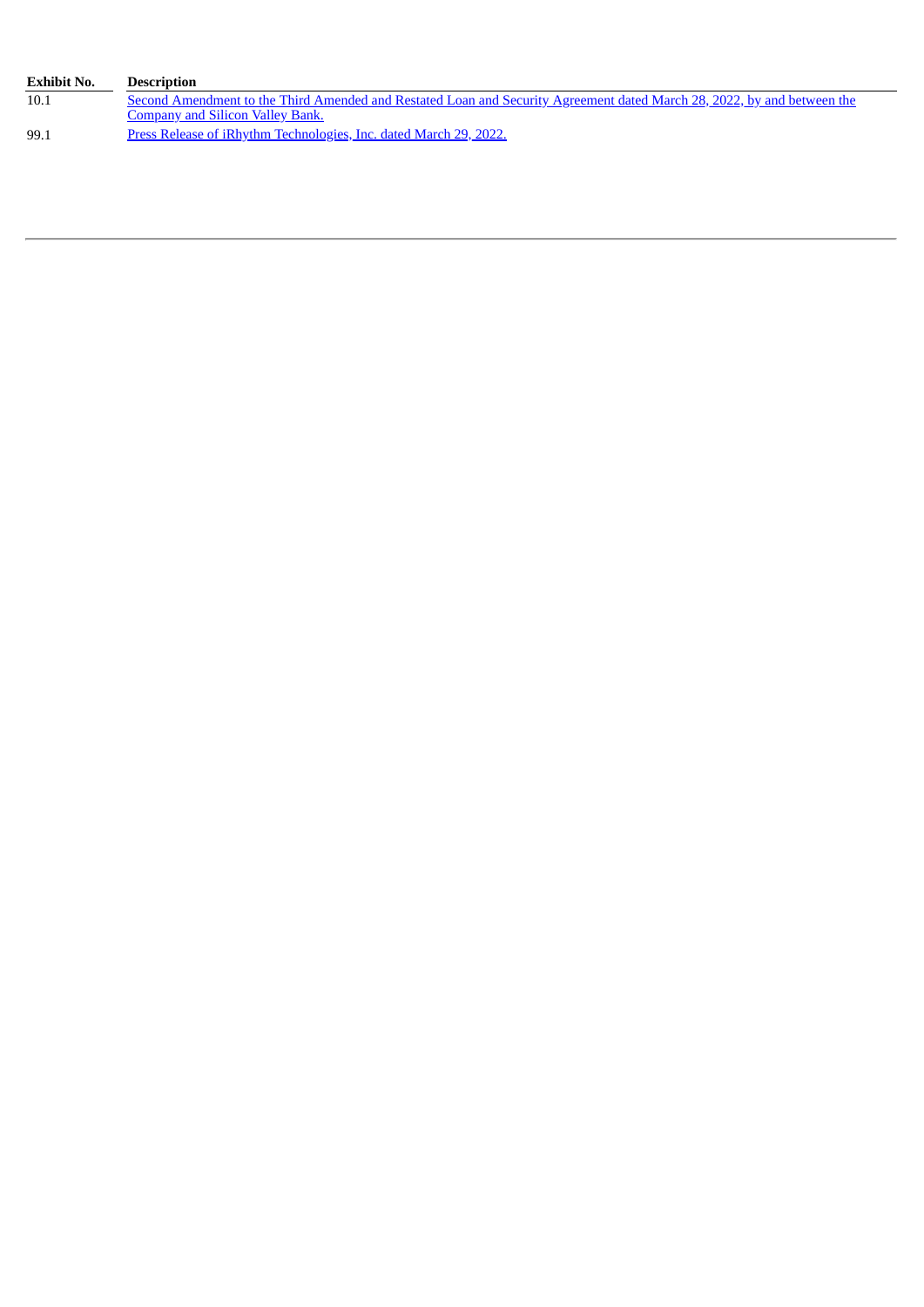| Exhibit No. | Description |
|---|---|
| 10.1 | Second Amendment to the Third Amended and Restated Loan and Security Agreement dated March 28, 2022, by and between the Company and Silicon Valley Bank. |
| 99.1 | Press Release of iRhythm Technologies, Inc. dated March 29, 2022. |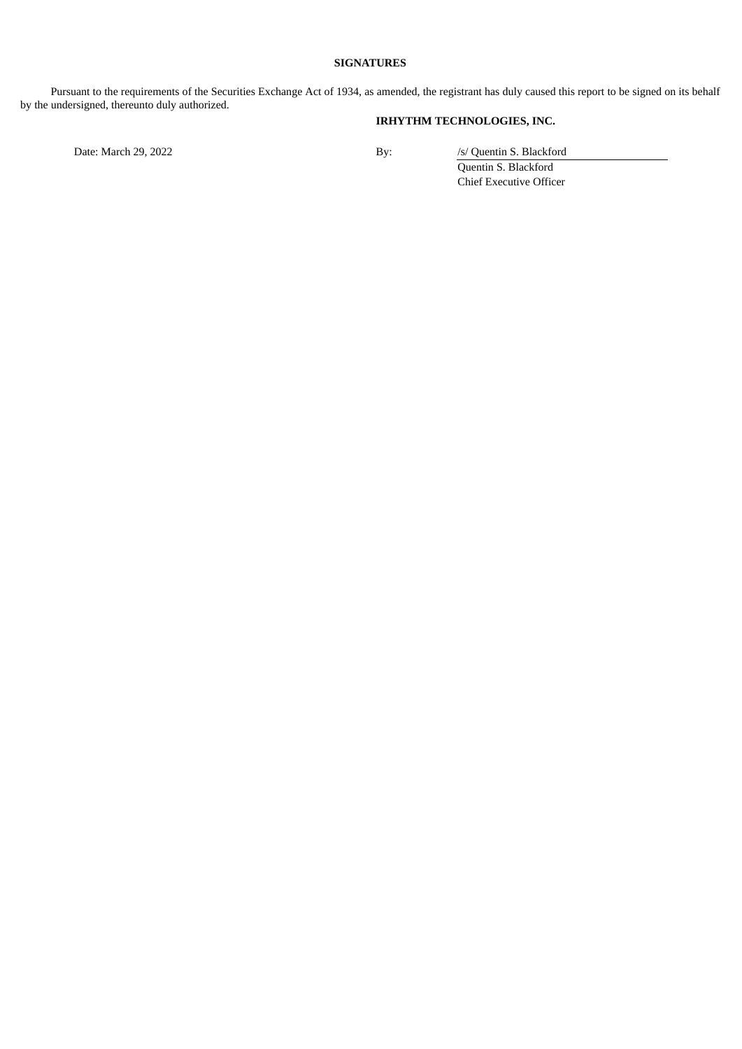**SIGNATURES**

Pursuant to the requirements of the Securities Exchange Act of 1934, as amended, the registrant has duly caused this report to be signed on its behalf by the undersigned, thereunto duly authorized.

**IRHYTHM TECHNOLOGIES, INC.**

| | | |
|---|---|---|
| Date: March 29, 2022 | By: | /s/ Quentin S. Blackford |
| | | Quentin S. Blackford |
| | | Chief Executive Officer |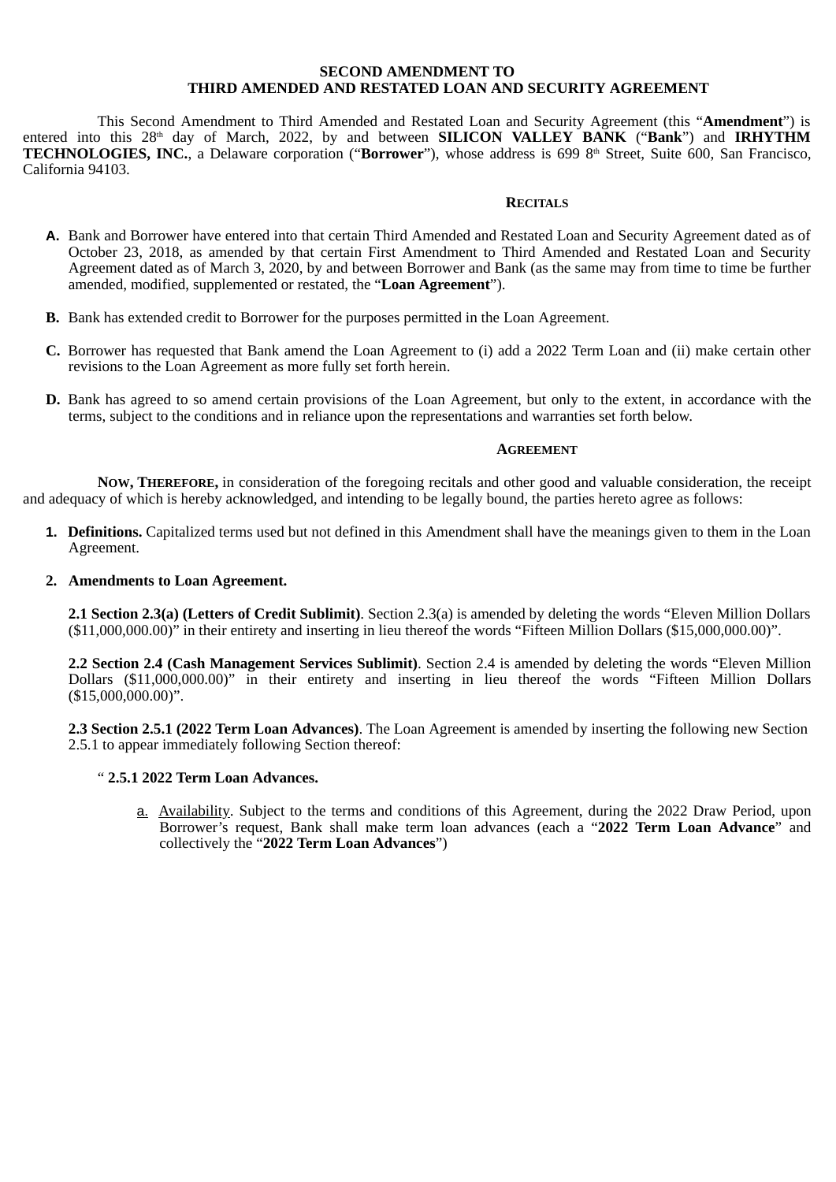**SECOND AMENDMENT TO**
**THIRD AMENDED AND RESTATED LOAN AND SECURITY AGREEMENT**

This Second Amendment to Third Amended and Restated Loan and Security Agreement (this "**Amendment**") is entered into this 28th day of March, 2022, by and between **SILICON VALLEY BANK** ("**Bank**") and **IRHYTHM TECHNOLOGIES, INC.**, a Delaware corporation ("**Borrower**"), whose address is 699 8th Street, Suite 600, San Francisco, California 94103.

**RECITALS**

- **A.** Bank and Borrower have entered into that certain Third Amended and Restated Loan and Security Agreement dated as of October 23, 2018, as amended by that certain First Amendment to Third Amended and Restated Loan and Security Agreement dated as of March 3, 2020, by and between Borrower and Bank (as the same may from time to time be further amended, modified, supplemented or restated, the "**Loan Agreement**").

- **B.** Bank has extended credit to Borrower for the purposes permitted in the Loan Agreement.

- **C.** Borrower has requested that Bank amend the Loan Agreement to (i) add a 2022 Term Loan and (ii) make certain other revisions to the Loan Agreement as more fully set forth herein.

- **D.** Bank has agreed to so amend certain provisions of the Loan Agreement, but only to the extent, in accordance with the terms, subject to the conditions and in reliance upon the representations and warranties set forth below.

**AGREEMENT**

**NOW, THEREFORE,** in consideration of the foregoing recitals and other good and valuable consideration, the receipt and adequacy of which is hereby acknowledged, and intending to be legally bound, the parties hereto agree as follows:

1. **Definitions.** Capitalized terms used but not defined in this Amendment shall have the meanings given to them in the Loan Agreement.

2. **Amendments to Loan Agreement.**

   **2.1 Section 2.3(a) (Letters of Credit Sublimit)**. Section 2.3(a) is amended by deleting the words "Eleven Million Dollars ($11,000,000.00)" in their entirety and inserting in lieu thereof the words "Fifteen Million Dollars ($15,000,000.00)".

   **2.2 Section 2.4 (Cash Management Services Sublimit)**. Section 2.4 is amended by deleting the words "Eleven Million Dollars ($11,000,000.00)" in their entirety and inserting in lieu thereof the words "Fifteen Million Dollars ($15,000,000.00)".

   **2.3 Section 2.5.1 (2022 Term Loan Advances)**. The Loan Agreement is amended by inserting the following new Section 2.5.1 to appear immediately following Section thereof:

   " **2.5.1 2022 Term Loan Advances.**

   a. Availability. Subject to the terms and conditions of this Agreement, during the 2022 Draw Period, upon Borrower's request, Bank shall make term loan advances (each a "**2022 Term Loan Advance**" and collectively the "**2022 Term Loan Advances**")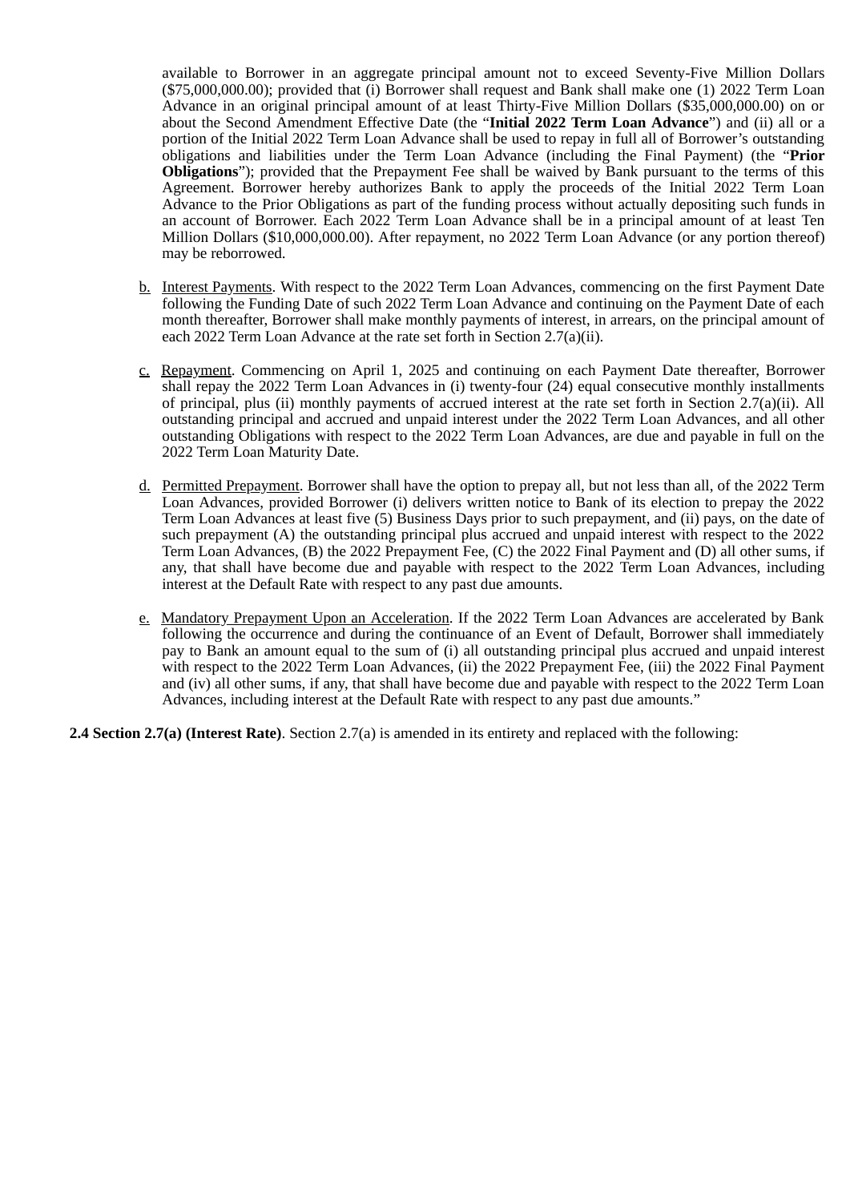available to Borrower in an aggregate principal amount not to exceed Seventy-Five Million Dollars ($75,000,000.00); provided that (i) Borrower shall request and Bank shall make one (1) 2022 Term Loan Advance in an original principal amount of at least Thirty-Five Million Dollars ($35,000,000.00) on or about the Second Amendment Effective Date (the "**Initial 2022 Term Loan Advance**") and (ii) all or a portion of the Initial 2022 Term Loan Advance shall be used to repay in full all of Borrower's outstanding obligations and liabilities under the Term Loan Advance (including the Final Payment) (the "**Prior Obligations**"); provided that the Prepayment Fee shall be waived by Bank pursuant to the terms of this Agreement. Borrower hereby authorizes Bank to apply the proceeds of the Initial 2022 Term Loan Advance to the Prior Obligations as part of the funding process without actually depositing such funds in an account of Borrower. Each 2022 Term Loan Advance shall be in a principal amount of at least Ten Million Dollars ($10,000,000.00). After repayment, no 2022 Term Loan Advance (or any portion thereof) may be reborrowed.

b. Interest Payments. With respect to the 2022 Term Loan Advances, commencing on the first Payment Date following the Funding Date of such 2022 Term Loan Advance and continuing on the Payment Date of each month thereafter, Borrower shall make monthly payments of interest, in arrears, on the principal amount of each 2022 Term Loan Advance at the rate set forth in Section 2.7(a)(ii).

c. Repayment. Commencing on April 1, 2025 and continuing on each Payment Date thereafter, Borrower shall repay the 2022 Term Loan Advances in (i) twenty-four (24) equal consecutive monthly installments of principal, plus (ii) monthly payments of accrued interest at the rate set forth in Section 2.7(a)(ii). All outstanding principal and accrued and unpaid interest under the 2022 Term Loan Advances, and all other outstanding Obligations with respect to the 2022 Term Loan Advances, are due and payable in full on the 2022 Term Loan Maturity Date.

d. Permitted Prepayment. Borrower shall have the option to prepay all, but not less than all, of the 2022 Term Loan Advances, provided Borrower (i) delivers written notice to Bank of its election to prepay the 2022 Term Loan Advances at least five (5) Business Days prior to such prepayment, and (ii) pays, on the date of such prepayment (A) the outstanding principal plus accrued and unpaid interest with respect to the 2022 Term Loan Advances, (B) the 2022 Prepayment Fee, (C) the 2022 Final Payment and (D) all other sums, if any, that shall have become due and payable with respect to the 2022 Term Loan Advances, including interest at the Default Rate with respect to any past due amounts.

e. Mandatory Prepayment Upon an Acceleration. If the 2022 Term Loan Advances are accelerated by Bank following the occurrence and during the continuance of an Event of Default, Borrower shall immediately pay to Bank an amount equal to the sum of (i) all outstanding principal plus accrued and unpaid interest with respect to the 2022 Term Loan Advances, (ii) the 2022 Prepayment Fee, (iii) the 2022 Final Payment and (iv) all other sums, if any, that shall have become due and payable with respect to the 2022 Term Loan Advances, including interest at the Default Rate with respect to any past due amounts."

**2.4 Section 2.7(a) (Interest Rate)**. Section 2.7(a) is amended in its entirety and replaced with the following: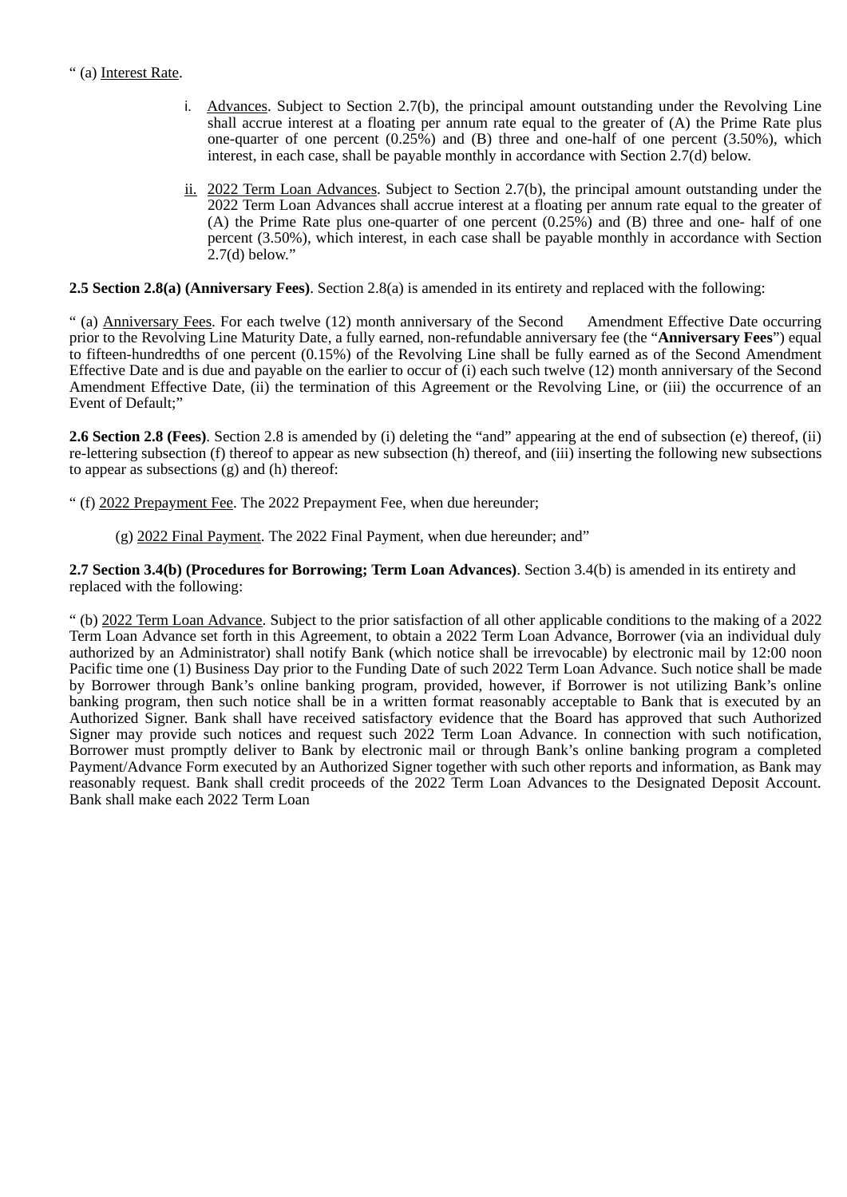" (a) Interest Rate.

i. Advances. Subject to Section 2.7(b), the principal amount outstanding under the Revolving Line shall accrue interest at a floating per annum rate equal to the greater of (A) the Prime Rate plus one-quarter of one percent (0.25%) and (B) three and one-half of one percent (3.50%), which interest, in each case, shall be payable monthly in accordance with Section 2.7(d) below.

ii. 2022 Term Loan Advances. Subject to Section 2.7(b), the principal amount outstanding under the 2022 Term Loan Advances shall accrue interest at a floating per annum rate equal to the greater of (A) the Prime Rate plus one-quarter of one percent (0.25%) and (B) three and one- half of one percent (3.50%), which interest, in each case shall be payable monthly in accordance with Section 2.7(d) below."

**2.5 Section 2.8(a) (Anniversary Fees)**. Section 2.8(a) is amended in its entirety and replaced with the following:

" (a) Anniversary Fees. For each twelve (12) month anniversary of the Second Amendment Effective Date occurring prior to the Revolving Line Maturity Date, a fully earned, non-refundable anniversary fee (the "**Anniversary Fees**") equal to fifteen-hundredths of one percent (0.15%) of the Revolving Line shall be fully earned as of the Second Amendment Effective Date and is due and payable on the earlier to occur of (i) each such twelve (12) month anniversary of the Second Amendment Effective Date, (ii) the termination of this Agreement or the Revolving Line, or (iii) the occurrence of an Event of Default;"

**2.6 Section 2.8 (Fees)**. Section 2.8 is amended by (i) deleting the "and" appearing at the end of subsection (e) thereof, (ii) re-lettering subsection (f) thereof to appear as new subsection (h) thereof, and (iii) inserting the following new subsections to appear as subsections (g) and (h) thereof:

" (f) 2022 Prepayment Fee. The 2022 Prepayment Fee, when due hereunder;

(g) 2022 Final Payment. The 2022 Final Payment, when due hereunder; and"

**2.7 Section 3.4(b) (Procedures for Borrowing; Term Loan Advances)**. Section 3.4(b) is amended in its entirety and replaced with the following:

" (b) 2022 Term Loan Advance. Subject to the prior satisfaction of all other applicable conditions to the making of a 2022 Term Loan Advance set forth in this Agreement, to obtain a 2022 Term Loan Advance, Borrower (via an individual duly authorized by an Administrator) shall notify Bank (which notice shall be irrevocable) by electronic mail by 12:00 noon Pacific time one (1) Business Day prior to the Funding Date of such 2022 Term Loan Advance. Such notice shall be made by Borrower through Bank's online banking program, provided, however, if Borrower is not utilizing Bank's online banking program, then such notice shall be in a written format reasonably acceptable to Bank that is executed by an Authorized Signer. Bank shall have received satisfactory evidence that the Board has approved that such Authorized Signer may provide such notices and request such 2022 Term Loan Advance. In connection with such notification, Borrower must promptly deliver to Bank by electronic mail or through Bank's online banking program a completed Payment/Advance Form executed by an Authorized Signer together with such other reports and information, as Bank may reasonably request. Bank shall credit proceeds of the 2022 Term Loan Advances to the Designated Deposit Account. Bank shall make each 2022 Term Loan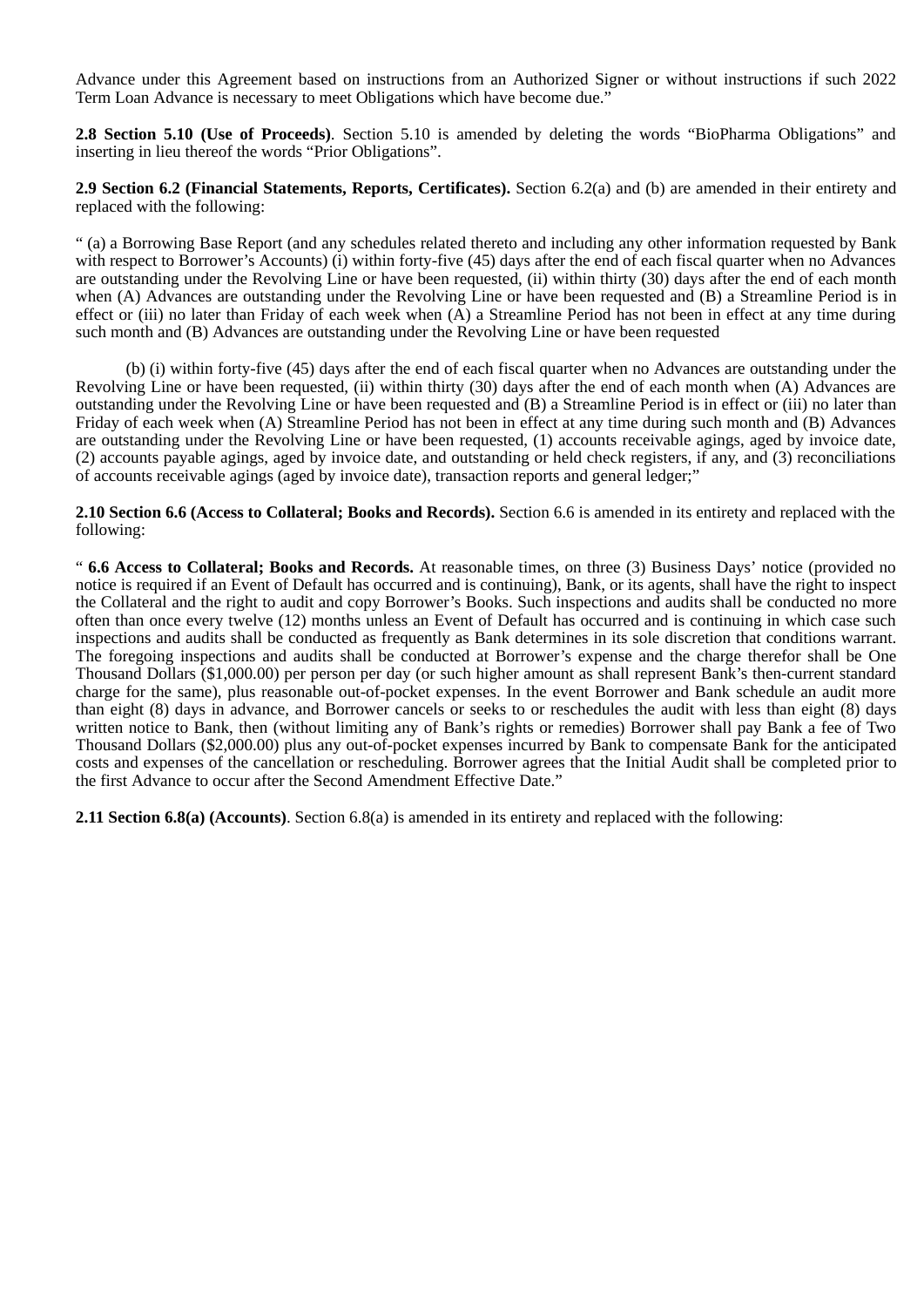Advance under this Agreement based on instructions from an Authorized Signer or without instructions if such 2022 Term Loan Advance is necessary to meet Obligations which have become due."

**2.8 Section 5.10 (Use of Proceeds)**. Section 5.10 is amended by deleting the words "BioPharma Obligations" and inserting in lieu thereof the words "Prior Obligations".

**2.9 Section 6.2 (Financial Statements, Reports, Certificates).** Section 6.2(a) and (b) are amended in their entirety and replaced with the following:

" (a) a Borrowing Base Report (and any schedules related thereto and including any other information requested by Bank with respect to Borrower's Accounts) (i) within forty-five (45) days after the end of each fiscal quarter when no Advances are outstanding under the Revolving Line or have been requested, (ii) within thirty (30) days after the end of each month when (A) Advances are outstanding under the Revolving Line or have been requested and (B) a Streamline Period is in effect or (iii) no later than Friday of each week when (A) a Streamline Period has not been in effect at any time during such month and (B) Advances are outstanding under the Revolving Line or have been requested

(b) (i) within forty-five (45) days after the end of each fiscal quarter when no Advances are outstanding under the Revolving Line or have been requested, (ii) within thirty (30) days after the end of each month when (A) Advances are outstanding under the Revolving Line or have been requested and (B) a Streamline Period is in effect or (iii) no later than Friday of each week when (A) Streamline Period has not been in effect at any time during such month and (B) Advances are outstanding under the Revolving Line or have been requested, (1) accounts receivable agings, aged by invoice date, (2) accounts payable agings, aged by invoice date, and outstanding or held check registers, if any, and (3) reconciliations of accounts receivable agings (aged by invoice date), transaction reports and general ledger;"

**2.10 Section 6.6 (Access to Collateral; Books and Records).** Section 6.6 is amended in its entirety and replaced with the following:

" **6.6 Access to Collateral; Books and Records.** At reasonable times, on three (3) Business Days' notice (provided no notice is required if an Event of Default has occurred and is continuing), Bank, or its agents, shall have the right to inspect the Collateral and the right to audit and copy Borrower's Books. Such inspections and audits shall be conducted no more often than once every twelve (12) months unless an Event of Default has occurred and is continuing in which case such inspections and audits shall be conducted as frequently as Bank determines in its sole discretion that conditions warrant. The foregoing inspections and audits shall be conducted at Borrower's expense and the charge therefor shall be One Thousand Dollars ($1,000.00) per person per day (or such higher amount as shall represent Bank's then-current standard charge for the same), plus reasonable out-of-pocket expenses. In the event Borrower and Bank schedule an audit more than eight (8) days in advance, and Borrower cancels or seeks to or reschedules the audit with less than eight (8) days written notice to Bank, then (without limiting any of Bank's rights or remedies) Borrower shall pay Bank a fee of Two Thousand Dollars ($2,000.00) plus any out-of-pocket expenses incurred by Bank to compensate Bank for the anticipated costs and expenses of the cancellation or rescheduling. Borrower agrees that the Initial Audit shall be completed prior to the first Advance to occur after the Second Amendment Effective Date."

**2.11 Section 6.8(a) (Accounts)**. Section 6.8(a) is amended in its entirety and replaced with the following: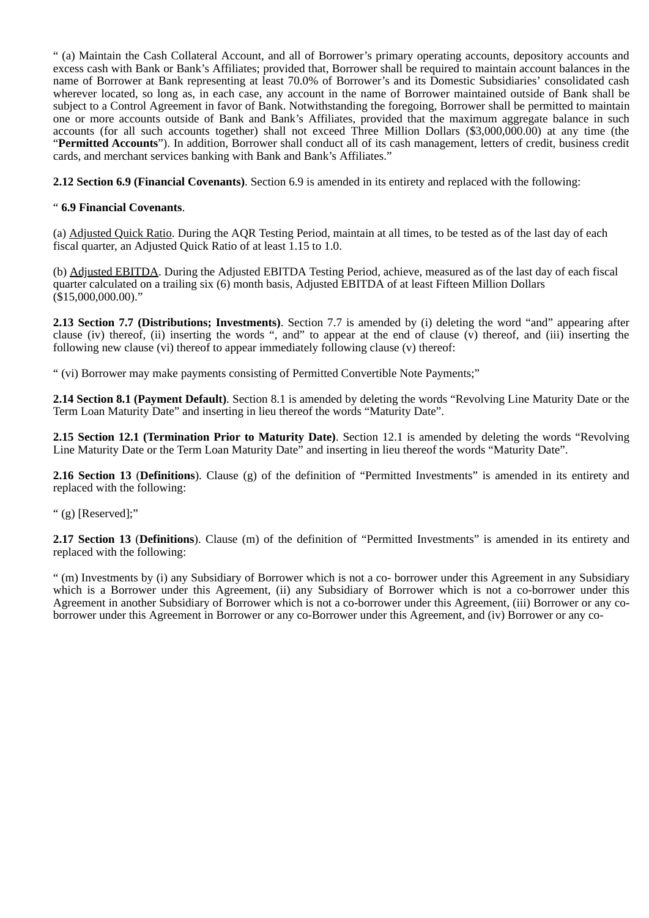" (a) Maintain the Cash Collateral Account, and all of Borrower's primary operating accounts, depository accounts and excess cash with Bank or Bank's Affiliates; provided that, Borrower shall be required to maintain account balances in the name of Borrower at Bank representing at least 70.0% of Borrower's and its Domestic Subsidiaries' consolidated cash wherever located, so long as, in each case, any account in the name of Borrower maintained outside of Bank shall be subject to a Control Agreement in favor of Bank. Notwithstanding the foregoing, Borrower shall be permitted to maintain one or more accounts outside of Bank and Bank's Affiliates, provided that the maximum aggregate balance in such accounts (for all such accounts together) shall not exceed Three Million Dollars ($3,000,000.00) at any time (the "**Permitted Accounts**"). In addition, Borrower shall conduct all of its cash management, letters of credit, business credit cards, and merchant services banking with Bank and Bank's Affiliates."

**2.12 Section 6.9 (Financial Covenants)**. Section 6.9 is amended in its entirety and replaced with the following:

" **6.9 Financial Covenants**.

(a) Adjusted Quick Ratio. During the AQR Testing Period, maintain at all times, to be tested as of the last day of each fiscal quarter, an Adjusted Quick Ratio of at least 1.15 to 1.0.

(b) Adjusted EBITDA. During the Adjusted EBITDA Testing Period, achieve, measured as of the last day of each fiscal quarter calculated on a trailing six (6) month basis, Adjusted EBITDA of at least Fifteen Million Dollars ($15,000,000.00)."

**2.13 Section 7.7 (Distributions; Investments)**. Section 7.7 is amended by (i) deleting the word "and" appearing after clause (iv) thereof, (ii) inserting the words ", and" to appear at the end of clause (v) thereof, and (iii) inserting the following new clause (vi) thereof to appear immediately following clause (v) thereof:

" (vi) Borrower may make payments consisting of Permitted Convertible Note Payments;"

**2.14 Section 8.1 (Payment Default)**. Section 8.1 is amended by deleting the words "Revolving Line Maturity Date or the Term Loan Maturity Date" and inserting in lieu thereof the words "Maturity Date".

**2.15 Section 12.1 (Termination Prior to Maturity Date)**. Section 12.1 is amended by deleting the words "Revolving Line Maturity Date or the Term Loan Maturity Date" and inserting in lieu thereof the words "Maturity Date".

**2.16 Section 13** (**Definitions**). Clause (g) of the definition of "Permitted Investments" is amended in its entirety and replaced with the following:

" (g) [Reserved];"

**2.17 Section 13** (**Definitions**). Clause (m) of the definition of "Permitted Investments" is amended in its entirety and replaced with the following:

" (m) Investments by (i) any Subsidiary of Borrower which is not a co- borrower under this Agreement in any Subsidiary which is a Borrower under this Agreement, (ii) any Subsidiary of Borrower which is not a co-borrower under this Agreement in another Subsidiary of Borrower which is not a co-borrower under this Agreement, (iii) Borrower or any co-borrower under this Agreement in Borrower or any co-Borrower under this Agreement, and (iv) Borrower or any co-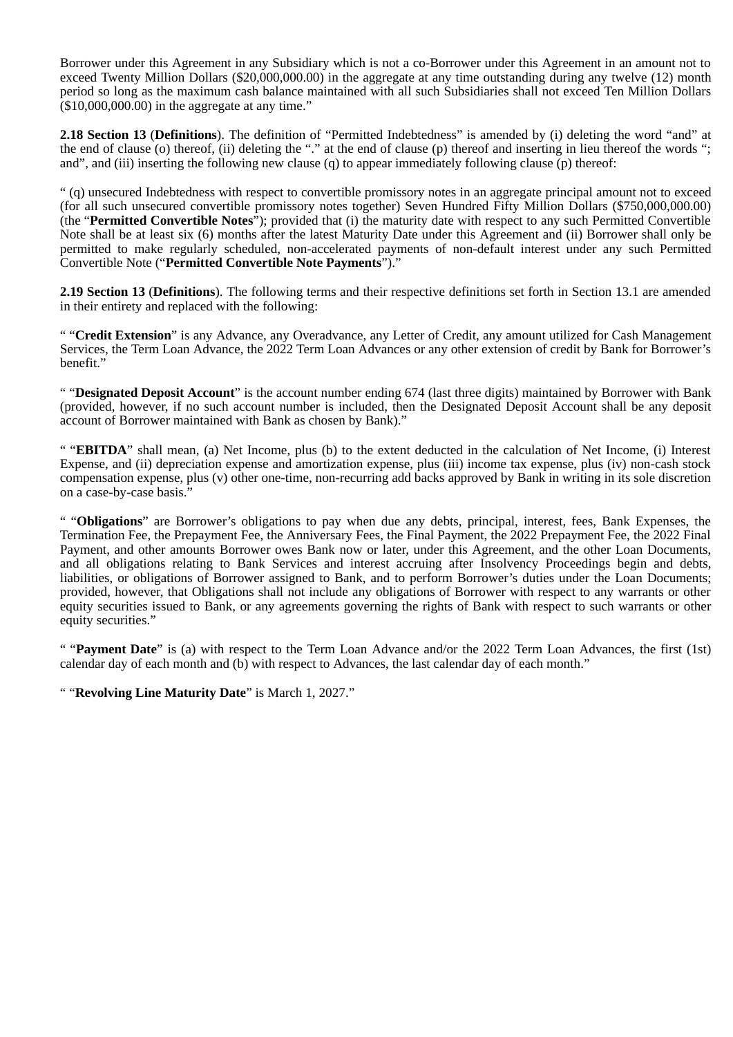Borrower under this Agreement in any Subsidiary which is not a co-Borrower under this Agreement in an amount not to exceed Twenty Million Dollars ($20,000,000.00) in the aggregate at any time outstanding during any twelve (12) month period so long as the maximum cash balance maintained with all such Subsidiaries shall not exceed Ten Million Dollars ($10,000,000.00) in the aggregate at any time."

**2.18 Section 13** (**Definitions**). The definition of "Permitted Indebtedness" is amended by (i) deleting the word "and" at the end of clause (o) thereof, (ii) deleting the "." at the end of clause (p) thereof and inserting in lieu thereof the words "; and", and (iii) inserting the following new clause (q) to appear immediately following clause (p) thereof:

" (q) unsecured Indebtedness with respect to convertible promissory notes in an aggregate principal amount not to exceed (for all such unsecured convertible promissory notes together) Seven Hundred Fifty Million Dollars ($750,000,000.00) (the "**Permitted Convertible Notes**"); provided that (i) the maturity date with respect to any such Permitted Convertible Note shall be at least six (6) months after the latest Maturity Date under this Agreement and (ii) Borrower shall only be permitted to make regularly scheduled, non-accelerated payments of non-default interest under any such Permitted Convertible Note ("**Permitted Convertible Note Payments**")."

**2.19 Section 13** (**Definitions**). The following terms and their respective definitions set forth in Section 13.1 are amended in their entirety and replaced with the following:

" "**Credit Extension**" is any Advance, any Overadvance, any Letter of Credit, any amount utilized for Cash Management Services, the Term Loan Advance, the 2022 Term Loan Advances or any other extension of credit by Bank for Borrower's benefit."

" "**Designated Deposit Account**" is the account number ending 674 (last three digits) maintained by Borrower with Bank (provided, however, if no such account number is included, then the Designated Deposit Account shall be any deposit account of Borrower maintained with Bank as chosen by Bank)."

" "**EBITDA**" shall mean, (a) Net Income, plus (b) to the extent deducted in the calculation of Net Income, (i) Interest Expense, and (ii) depreciation expense and amortization expense, plus (iii) income tax expense, plus (iv) non-cash stock compensation expense, plus (v) other one-time, non-recurring add backs approved by Bank in writing in its sole discretion on a case-by-case basis."

" "**Obligations**" are Borrower's obligations to pay when due any debts, principal, interest, fees, Bank Expenses, the Termination Fee, the Prepayment Fee, the Anniversary Fees, the Final Payment, the 2022 Prepayment Fee, the 2022 Final Payment, and other amounts Borrower owes Bank now or later, under this Agreement, and the other Loan Documents, and all obligations relating to Bank Services and interest accruing after Insolvency Proceedings begin and debts, liabilities, or obligations of Borrower assigned to Bank, and to perform Borrower's duties under the Loan Documents; provided, however, that Obligations shall not include any obligations of Borrower with respect to any warrants or other equity securities issued to Bank, or any agreements governing the rights of Bank with respect to such warrants or other equity securities."

" "**Payment Date**" is (a) with respect to the Term Loan Advance and/or the 2022 Term Loan Advances, the first (1st) calendar day of each month and (b) with respect to Advances, the last calendar day of each month."

" "**Revolving Line Maturity Date**" is March 1, 2027."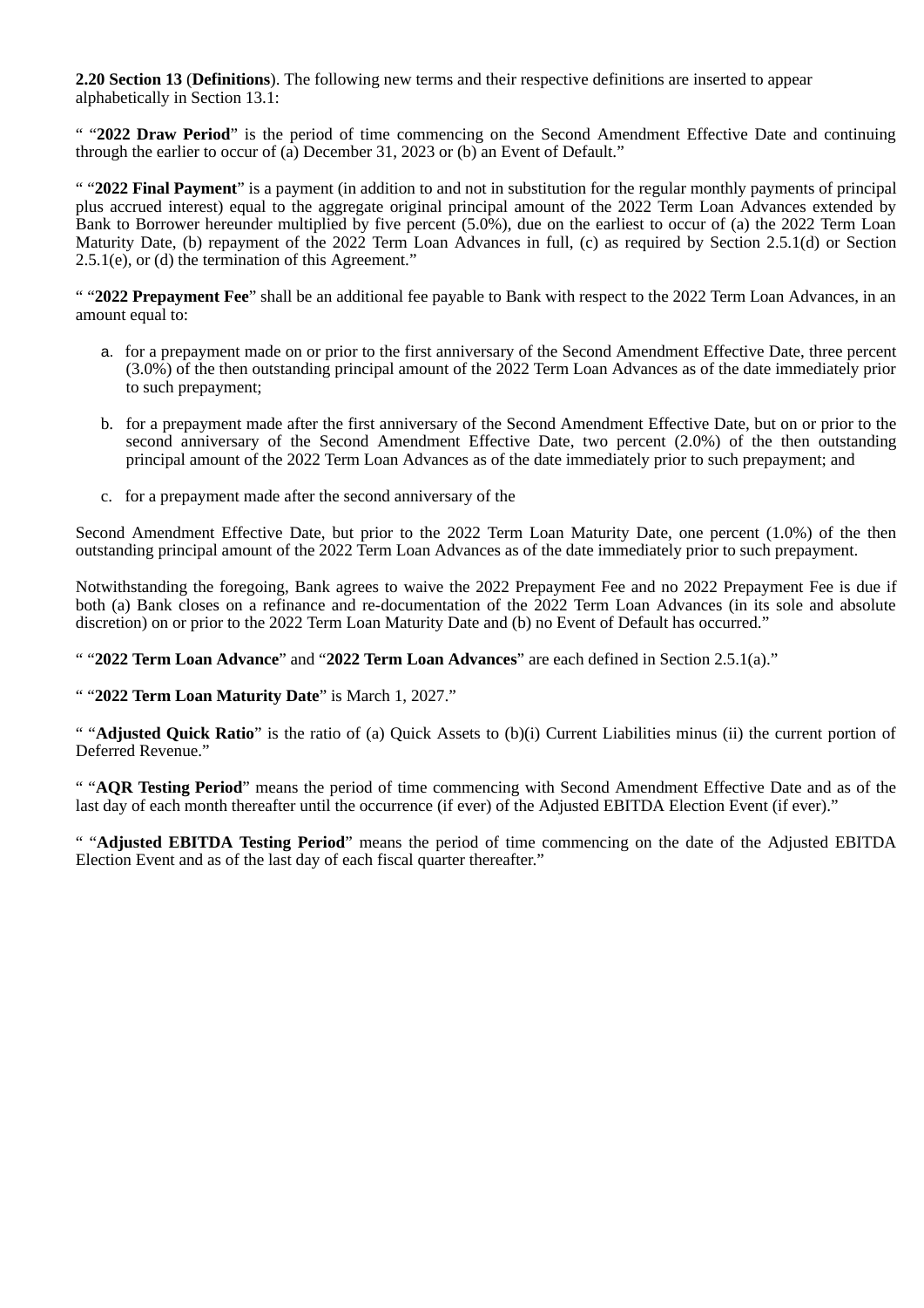**2.20 Section 13** (**Definitions**). The following new terms and their respective definitions are inserted to appear alphabetically in Section 13.1:

" "**2022 Draw Period**" is the period of time commencing on the Second Amendment Effective Date and continuing through the earlier to occur of (a) December 31, 2023 or (b) an Event of Default."

" "**2022 Final Payment**" is a payment (in addition to and not in substitution for the regular monthly payments of principal plus accrued interest) equal to the aggregate original principal amount of the 2022 Term Loan Advances extended by Bank to Borrower hereunder multiplied by five percent (5.0%), due on the earliest to occur of (a) the 2022 Term Loan Maturity Date, (b) repayment of the 2022 Term Loan Advances in full, (c) as required by Section 2.5.1(d) or Section 2.5.1(e), or (d) the termination of this Agreement."

" "**2022 Prepayment Fee**" shall be an additional fee payable to Bank with respect to the 2022 Term Loan Advances, in an amount equal to:

a. for a prepayment made on or prior to the first anniversary of the Second Amendment Effective Date, three percent (3.0%) of the then outstanding principal amount of the 2022 Term Loan Advances as of the date immediately prior to such prepayment;

b. for a prepayment made after the first anniversary of the Second Amendment Effective Date, but on or prior to the second anniversary of the Second Amendment Effective Date, two percent (2.0%) of the then outstanding principal amount of the 2022 Term Loan Advances as of the date immediately prior to such prepayment; and

c. for a prepayment made after the second anniversary of the

Second Amendment Effective Date, but prior to the 2022 Term Loan Maturity Date, one percent (1.0%) of the then outstanding principal amount of the 2022 Term Loan Advances as of the date immediately prior to such prepayment.

Notwithstanding the foregoing, Bank agrees to waive the 2022 Prepayment Fee and no 2022 Prepayment Fee is due if both (a) Bank closes on a refinance and re-documentation of the 2022 Term Loan Advances (in its sole and absolute discretion) on or prior to the 2022 Term Loan Maturity Date and (b) no Event of Default has occurred."

" "**2022 Term Loan Advance**" and "**2022 Term Loan Advances**" are each defined in Section 2.5.1(a)."

" "**2022 Term Loan Maturity Date**" is March 1, 2027."

" "**Adjusted Quick Ratio**" is the ratio of (a) Quick Assets to (b)(i) Current Liabilities minus (ii) the current portion of Deferred Revenue."

" "**AQR Testing Period**" means the period of time commencing with Second Amendment Effective Date and as of the last day of each month thereafter until the occurrence (if ever) of the Adjusted EBITDA Election Event (if ever)."

" "**Adjusted EBITDA Testing Period**" means the period of time commencing on the date of the Adjusted EBITDA Election Event and as of the last day of each fiscal quarter thereafter."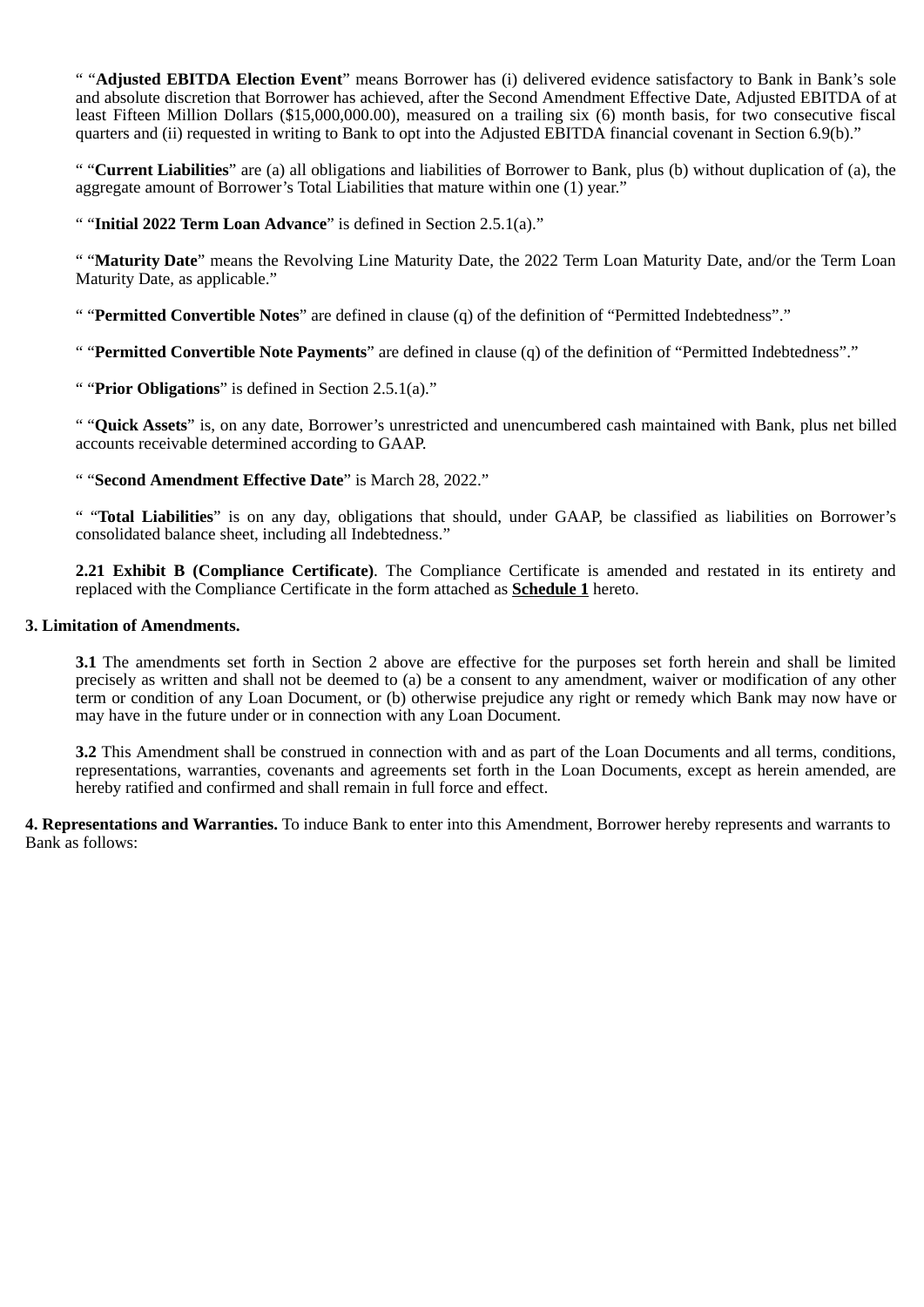" "**Adjusted EBITDA Election Event**" means Borrower has (i) delivered evidence satisfactory to Bank in Bank's sole and absolute discretion that Borrower has achieved, after the Second Amendment Effective Date, Adjusted EBITDA of at least Fifteen Million Dollars ($15,000,000.00), measured on a trailing six (6) month basis, for two consecutive fiscal quarters and (ii) requested in writing to Bank to opt into the Adjusted EBITDA financial covenant in Section 6.9(b)."

" "**Current Liabilities**" are (a) all obligations and liabilities of Borrower to Bank, plus (b) without duplication of (a), the aggregate amount of Borrower's Total Liabilities that mature within one (1) year."

" "**Initial 2022 Term Loan Advance**" is defined in Section 2.5.1(a)."

" "**Maturity Date**" means the Revolving Line Maturity Date, the 2022 Term Loan Maturity Date, and/or the Term Loan Maturity Date, as applicable."

" "**Permitted Convertible Notes**" are defined in clause (q) of the definition of "Permitted Indebtedness"."

" "**Permitted Convertible Note Payments**" are defined in clause (q) of the definition of "Permitted Indebtedness"."

" "**Prior Obligations**" is defined in Section 2.5.1(a)."

" "**Quick Assets**" is, on any date, Borrower's unrestricted and unencumbered cash maintained with Bank, plus net billed accounts receivable determined according to GAAP.

" "**Second Amendment Effective Date**" is March 28, 2022."

" "**Total Liabilities**" is on any day, obligations that should, under GAAP, be classified as liabilities on Borrower's consolidated balance sheet, including all Indebtedness."

**2.21 Exhibit B (Compliance Certificate)**. The Compliance Certificate is amended and restated in its entirety and replaced with the Compliance Certificate in the form attached as **Schedule 1** hereto.

**3. Limitation of Amendments.**

**3.1** The amendments set forth in Section 2 above are effective for the purposes set forth herein and shall be limited precisely as written and shall not be deemed to (a) be a consent to any amendment, waiver or modification of any other term or condition of any Loan Document, or (b) otherwise prejudice any right or remedy which Bank may now have or may have in the future under or in connection with any Loan Document.

**3.2** This Amendment shall be construed in connection with and as part of the Loan Documents and all terms, conditions, representations, warranties, covenants and agreements set forth in the Loan Documents, except as herein amended, are hereby ratified and confirmed and shall remain in full force and effect.

**4. Representations and Warranties.** To induce Bank to enter into this Amendment, Borrower hereby represents and warrants to Bank as follows: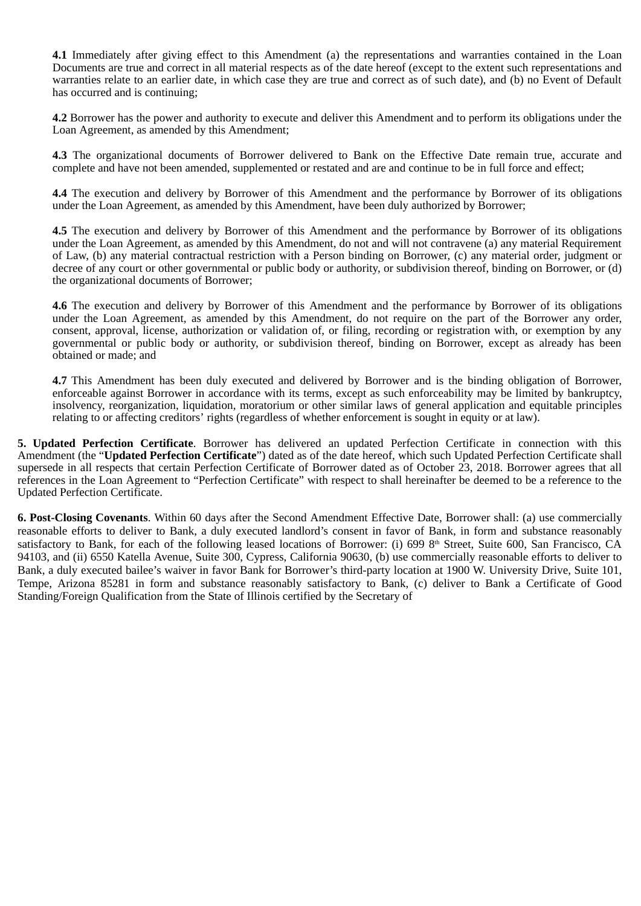**4.1** Immediately after giving effect to this Amendment (a) the representations and warranties contained in the Loan Documents are true and correct in all material respects as of the date hereof (except to the extent such representations and warranties relate to an earlier date, in which case they are true and correct as of such date), and (b) no Event of Default has occurred and is continuing;

**4.2** Borrower has the power and authority to execute and deliver this Amendment and to perform its obligations under the Loan Agreement, as amended by this Amendment;

**4.3** The organizational documents of Borrower delivered to Bank on the Effective Date remain true, accurate and complete and have not been amended, supplemented or restated and are and continue to be in full force and effect;

**4.4** The execution and delivery by Borrower of this Amendment and the performance by Borrower of its obligations under the Loan Agreement, as amended by this Amendment, have been duly authorized by Borrower;

**4.5** The execution and delivery by Borrower of this Amendment and the performance by Borrower of its obligations under the Loan Agreement, as amended by this Amendment, do not and will not contravene (a) any material Requirement of Law, (b) any material contractual restriction with a Person binding on Borrower, (c) any material order, judgment or decree of any court or other governmental or public body or authority, or subdivision thereof, binding on Borrower, or (d) the organizational documents of Borrower;

**4.6** The execution and delivery by Borrower of this Amendment and the performance by Borrower of its obligations under the Loan Agreement, as amended by this Amendment, do not require on the part of the Borrower any order, consent, approval, license, authorization or validation of, or filing, recording or registration with, or exemption by any governmental or public body or authority, or subdivision thereof, binding on Borrower, except as already has been obtained or made; and

**4.7** This Amendment has been duly executed and delivered by Borrower and is the binding obligation of Borrower, enforceable against Borrower in accordance with its terms, except as such enforceability may be limited by bankruptcy, insolvency, reorganization, liquidation, moratorium or other similar laws of general application and equitable principles relating to or affecting creditors' rights (regardless of whether enforcement is sought in equity or at law).

**5. Updated Perfection Certificate**. Borrower has delivered an updated Perfection Certificate in connection with this Amendment (the "**Updated Perfection Certificate**") dated as of the date hereof, which such Updated Perfection Certificate shall supersede in all respects that certain Perfection Certificate of Borrower dated as of October 23, 2018. Borrower agrees that all references in the Loan Agreement to "Perfection Certificate" with respect to shall hereinafter be deemed to be a reference to the Updated Perfection Certificate.

**6. Post-Closing Covenants**. Within 60 days after the Second Amendment Effective Date, Borrower shall: (a) use commercially reasonable efforts to deliver to Bank, a duly executed landlord's consent in favor of Bank, in form and substance reasonably satisfactory to Bank, for each of the following leased locations of Borrower: (i) 699 8th Street, Suite 600, San Francisco, CA 94103, and (ii) 6550 Katella Avenue, Suite 300, Cypress, California 90630, (b) use commercially reasonable efforts to deliver to Bank, a duly executed bailee's waiver in favor Bank for Borrower's third-party location at 1900 W. University Drive, Suite 101, Tempe, Arizona 85281 in form and substance reasonably satisfactory to Bank, (c) deliver to Bank a Certificate of Good Standing/Foreign Qualification from the State of Illinois certified by the Secretary of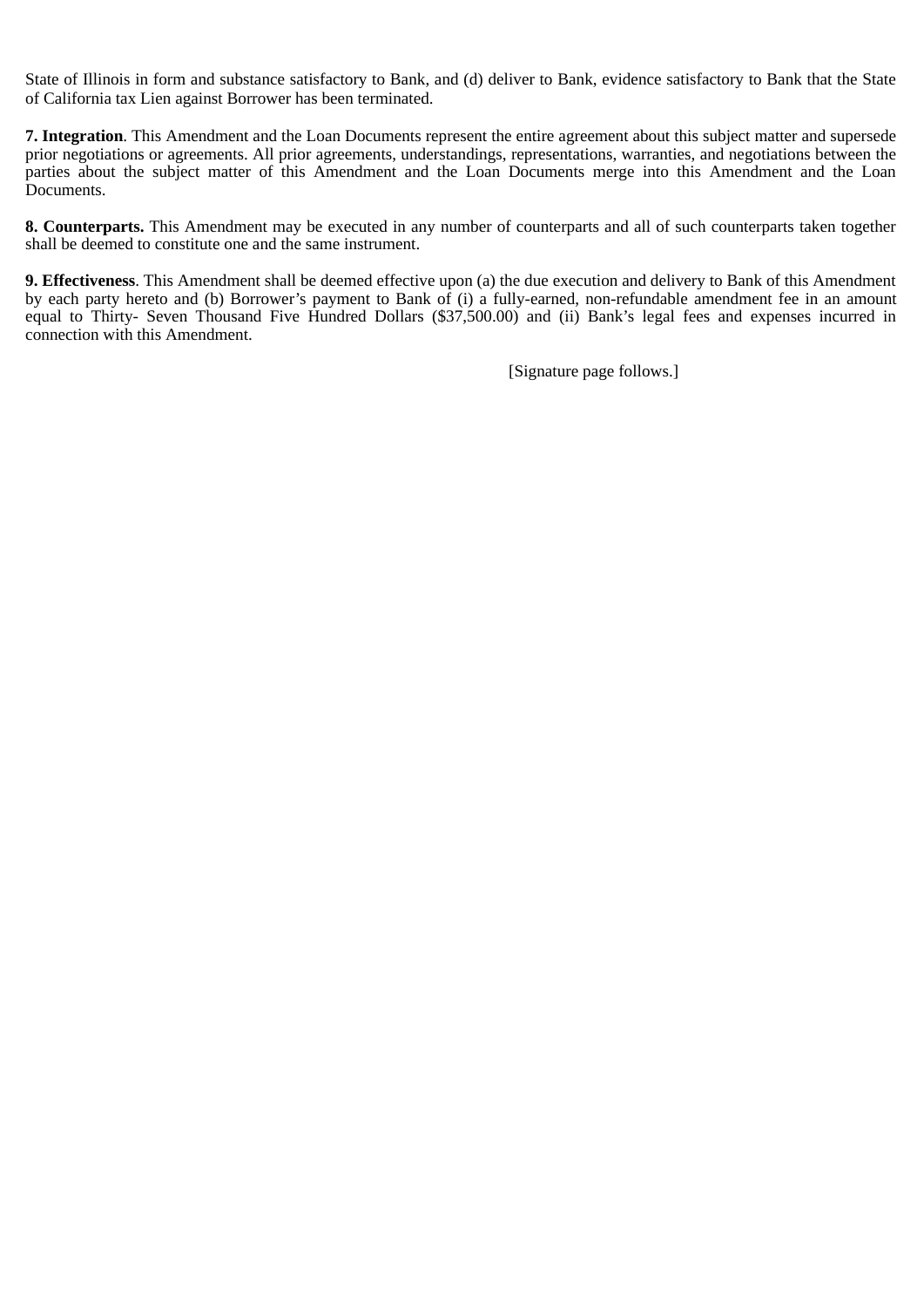State of Illinois in form and substance satisfactory to Bank, and (d) deliver to Bank, evidence satisfactory to Bank that the State of California tax Lien against Borrower has been terminated.

**7. Integration**. This Amendment and the Loan Documents represent the entire agreement about this subject matter and supersede prior negotiations or agreements. All prior agreements, understandings, representations, warranties, and negotiations between the parties about the subject matter of this Amendment and the Loan Documents merge into this Amendment and the Loan Documents.

**8. Counterparts.** This Amendment may be executed in any number of counterparts and all of such counterparts taken together shall be deemed to constitute one and the same instrument.

**9. Effectiveness**. This Amendment shall be deemed effective upon (a) the due execution and delivery to Bank of this Amendment by each party hereto and (b) Borrower's payment to Bank of (i) a fully-earned, non-refundable amendment fee in an amount equal to Thirty- Seven Thousand Five Hundred Dollars ($37,500.00) and (ii) Bank's legal fees and expenses incurred in connection with this Amendment.

[Signature page follows.]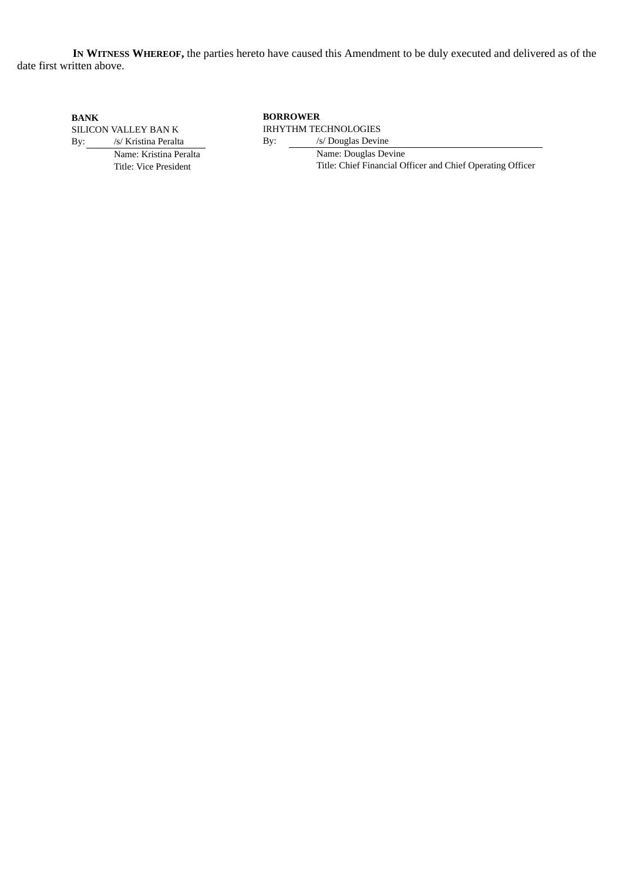**IN WITNESS WHEREOF,** the parties hereto have caused this Amendment to be duly executed and delivered as of the date first written above.

| | |
|---|---|
| **BANK** | **BORROWER** |
| SILICON VALLEY BAN K | IRHYTHM TECHNOLOGIES |
| By: /s/ Kristina Peralta | By: /s/ Douglas Devine |
| Name: Kristina Peralta | Name: Douglas Devine |
| Title: Vice President | Title: Chief Financial Officer and Chief Operating Officer |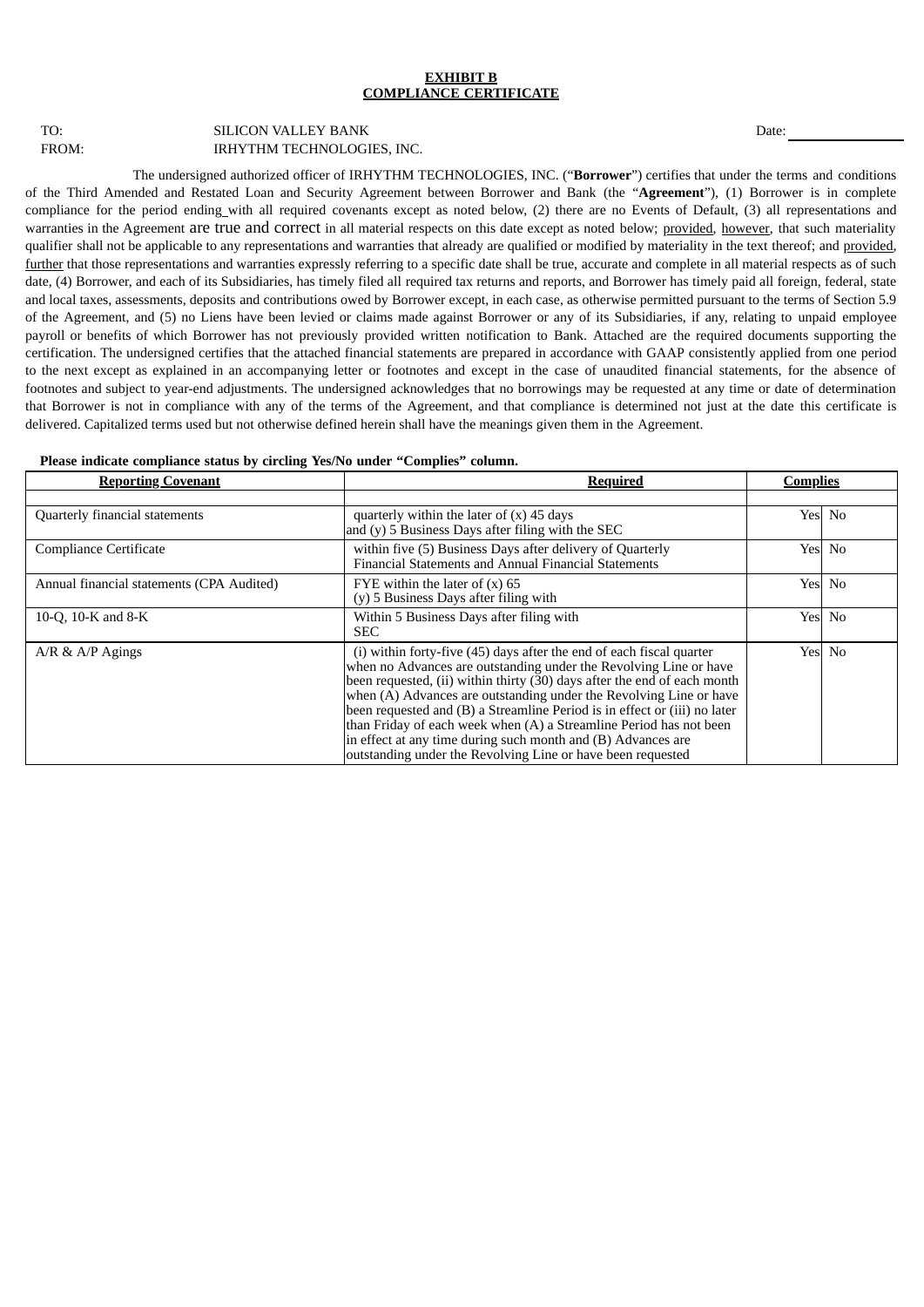**EXHIBIT B**
**COMPLIANCE CERTIFICATE**

TO: SILICON VALLEY BANK Date: ______________

FROM: IRHYTHM TECHNOLOGIES, INC.

The undersigned authorized officer of IRHYTHM TECHNOLOGIES, INC. ("**Borrower**") certifies that under the terms and conditions of the Third Amended and Restated Loan and Security Agreement between Borrower and Bank (the "**Agreement**"), (1) Borrower is in complete compliance for the period ending with all required covenants except as noted below, (2) there are no Events of Default, (3) all representations and warranties in the Agreement are true and correct in all material respects on this date except as noted below; provided, however, that such materiality qualifier shall not be applicable to any representations and warranties that already are qualified or modified by materiality in the text thereof; and provided, further that those representations and warranties expressly referring to a specific date shall be true, accurate and complete in all material respects as of such date, (4) Borrower, and each of its Subsidiaries, has timely filed all required tax returns and reports, and Borrower has timely paid all foreign, federal, state and local taxes, assessments, deposits and contributions owed by Borrower except, in each case, as otherwise permitted pursuant to the terms of Section 5.9 of the Agreement, and (5) no Liens have been levied or claims made against Borrower or any of its Subsidiaries, if any, relating to unpaid employee payroll or benefits of which Borrower has not previously provided written notification to Bank. Attached are the required documents supporting the certification. The undersigned certifies that the attached financial statements are prepared in accordance with GAAP consistently applied from one period to the next except as explained in an accompanying letter or footnotes and except in the case of unaudited financial statements, for the absence of footnotes and subject to year-end adjustments. The undersigned acknowledges that no borrowings may be requested at any time or date of determination that Borrower is not in compliance with any of the terms of the Agreement, and that compliance is determined not just at the date this certificate is delivered. Capitalized terms used but not otherwise defined herein shall have the meanings given them in the Agreement.

**Please indicate compliance status by circling Yes/No under "Complies" column.**

| Reporting Covenant | Required | Complies | |
|---|---|---|---|
| | | | |
| Quarterly financial statements | quarterly within the later of (x) 45 days and (y) 5 Business Days after filing with the SEC | Yes | No |
| Compliance Certificate | within five (5) Business Days after delivery of Quarterly Financial Statements and Annual Financial Statements | Yes | No |
| Annual financial statements (CPA Audited) | FYE within the later of (x) 65 (y) 5 Business Days after filing with | Yes | No |
| 10-Q, 10-K and 8-K | Within 5 Business Days after filing with SEC | Yes | No |
| A/R & A/P Agings | (i) within forty-five (45) days after the end of each fiscal quarter when no Advances are outstanding under the Revolving Line or have been requested, (ii) within thirty (30) days after the end of each month when (A) Advances are outstanding under the Revolving Line or have been requested and (B) a Streamline Period is in effect or (iii) no later than Friday of each week when (A) a Streamline Period has not been in effect at any time during such month and (B) Advances are outstanding under the Revolving Line or have been requested | Yes | No |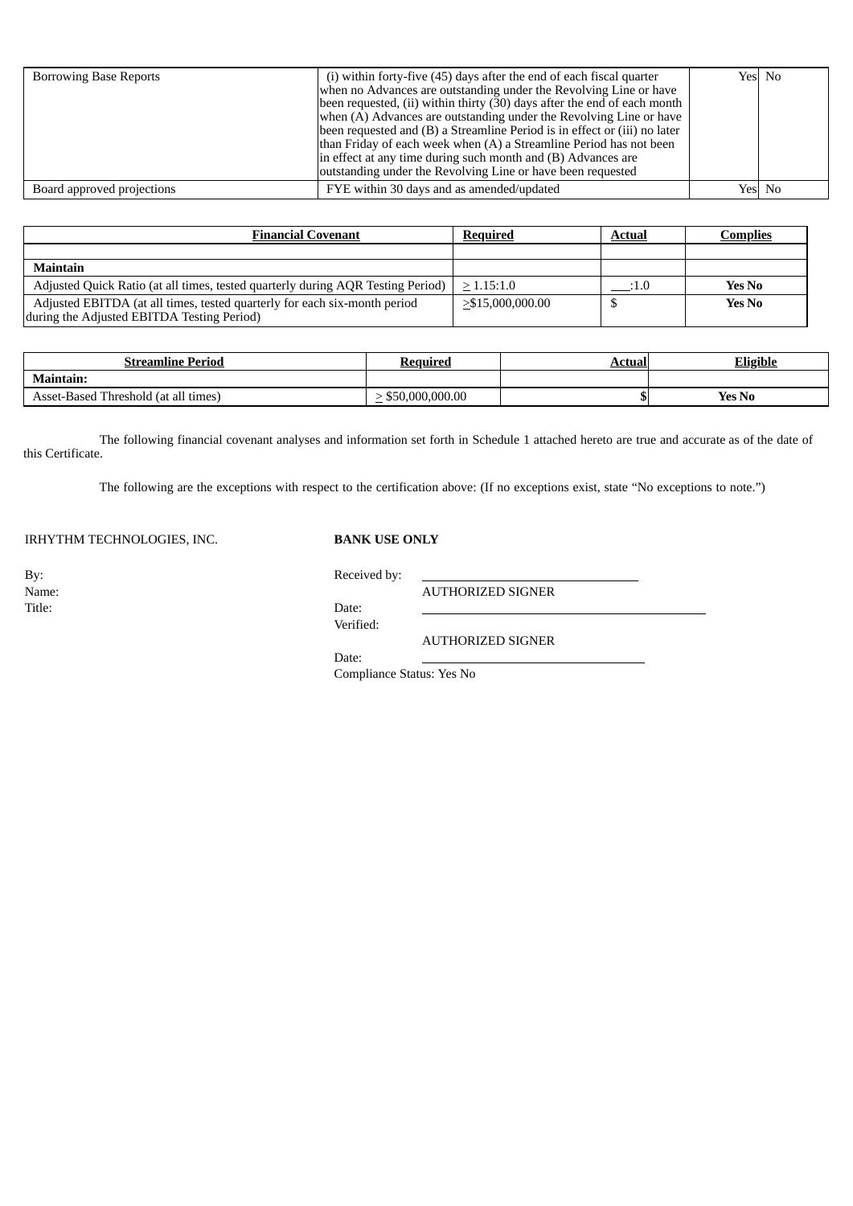| | | |
|---|---|---|
| Borrowing Base Reports | (i) within forty-five (45) days after the end of each fiscal quarter when no Advances are outstanding under the Revolving Line or have been requested, (ii) within thirty (30) days after the end of each month when (A) Advances are outstanding under the Revolving Line or have been requested and (B) a Streamline Period is in effect or (iii) no later than Friday of each week when (A) a Streamline Period has not been in effect at any time during such month and (B) Advances are outstanding under the Revolving Line or have been requested | Yes No |
| Board approved projections | FYE within 30 days and as amended/updated | Yes No |

| **Financial Covenant** | **Required** | **Actual** | **Complies** |
|---|---|---|---|
| | | | |
| **Maintain** | | | |
| Adjusted Quick Ratio (at all times, tested quarterly during AQR Testing Period) | ≥ 1.15:1.0 | ___:1.0 | **Yes No** |
| Adjusted EBITDA (at all times, tested quarterly for each six-month period during the Adjusted EBITDA Testing Period) | ≥$15,000,000.00 | $ | **Yes No** |

| **Streamline Period** | **Required** | **Actual** | **Eligible** |
|---|---|---|---|
| **Maintain:** | | | |
| Asset-Based Threshold (at all times) | ≥ $50,000,000.00 | **$** | **Yes No** |

The following financial covenant analyses and information set forth in Schedule 1 attached hereto are true and accurate as of the date of this Certificate.

The following are the exceptions with respect to the certification above: (If no exceptions exist, state "No exceptions to note.")

IRHYTHM TECHNOLOGIES, INC.

By:
Name:
Title:

**BANK USE ONLY**

Received by: ______________________
AUTHORIZED SIGNER
Date: ______________________
Verified:
AUTHORIZED SIGNER
Date: ______________________
Compliance Status: Yes No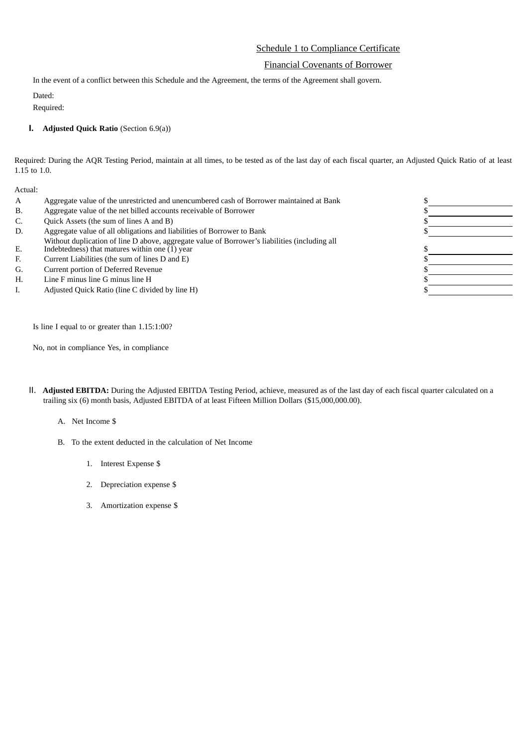Schedule 1 to Compliance Certificate

Financial Covenants of Borrower

In the event of a conflict between this Schedule and the Agreement, the terms of the Agreement shall govern.

Dated:

Required:

**I. Adjusted Quick Ratio** (Section 6.9(a))

Required: During the AQR Testing Period, maintain at all times, to be tested as of the last day of each fiscal quarter, an Adjusted Quick Ratio of at least 1.15 to 1.0.

Actual:

| | | |
|---|---|---|
| A | Aggregate value of the unrestricted and unencumbered cash of Borrower maintained at Bank | $ |
| B. | Aggregate value of the net billed accounts receivable of Borrower | $ |
| C. | Quick Assets (the sum of lines A and B) | $ |
| D. | Aggregate value of all obligations and liabilities of Borrower to Bank | $ |
| E. | Without duplication of line D above, aggregate value of Borrower's liabilities (including all Indebtedness) that matures within one (1) year | $ |
| F. | Current Liabilities (the sum of lines D and E) | $ |
| G. | Current portion of Deferred Revenue | $ |
| H. | Line F minus line G minus line H | $ |
| I. | Adjusted Quick Ratio (line C divided by line H) | $ |

Is line I equal to or greater than 1.15:1:00?

No, not in compliance Yes, in compliance

**II. Adjusted EBITDA:** During the Adjusted EBITDA Testing Period, achieve, measured as of the last day of each fiscal quarter calculated on a trailing six (6) month basis, Adjusted EBITDA of at least Fifteen Million Dollars ($15,000,000.00).

A. Net Income $

B. To the extent deducted in the calculation of Net Income

1. Interest Expense $
2. Depreciation expense $
3. Amortization expense $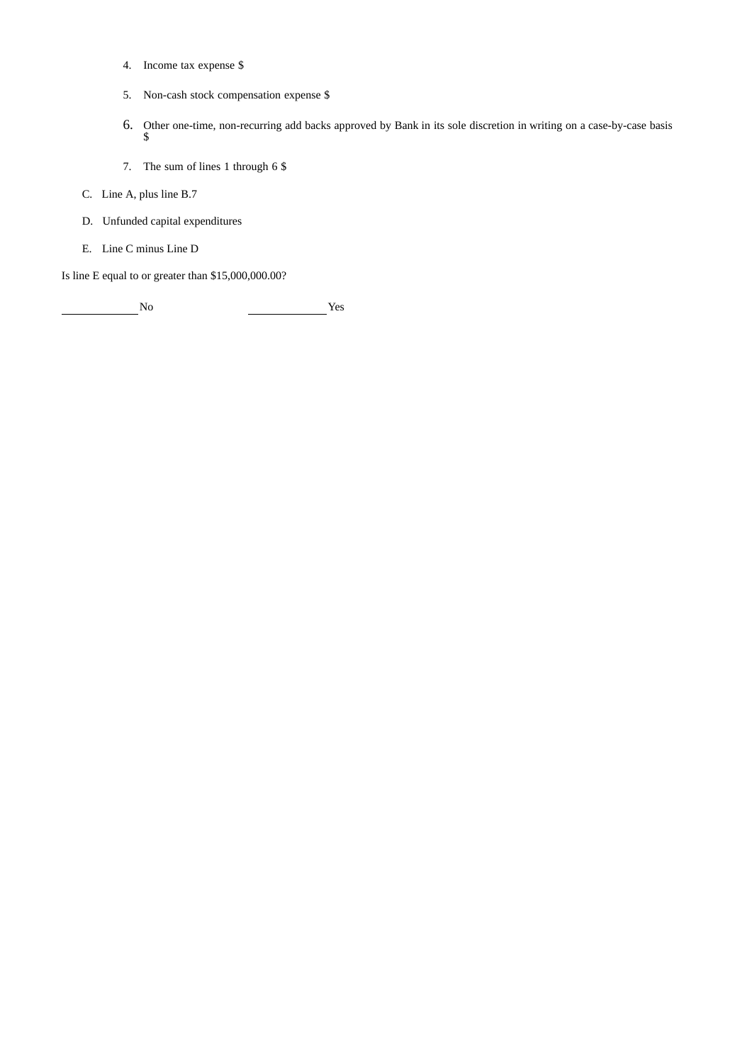4. Income tax expense $

5. Non-cash stock compensation expense $

6. Other one-time, non-recurring add backs approved by Bank in its sole discretion in writing on a case-by-case basis $

7. The sum of lines 1 through 6 $

C. Line A, plus line B.7

D. Unfunded capital expenditures

E. Line C minus Line D

Is line E equal to or greater than $15,000,000.00?

\_\_\_\_\_\_\_\_\_\_\_\_ No                    \_\_\_\_\_\_\_\_\_\_\_\_ Yes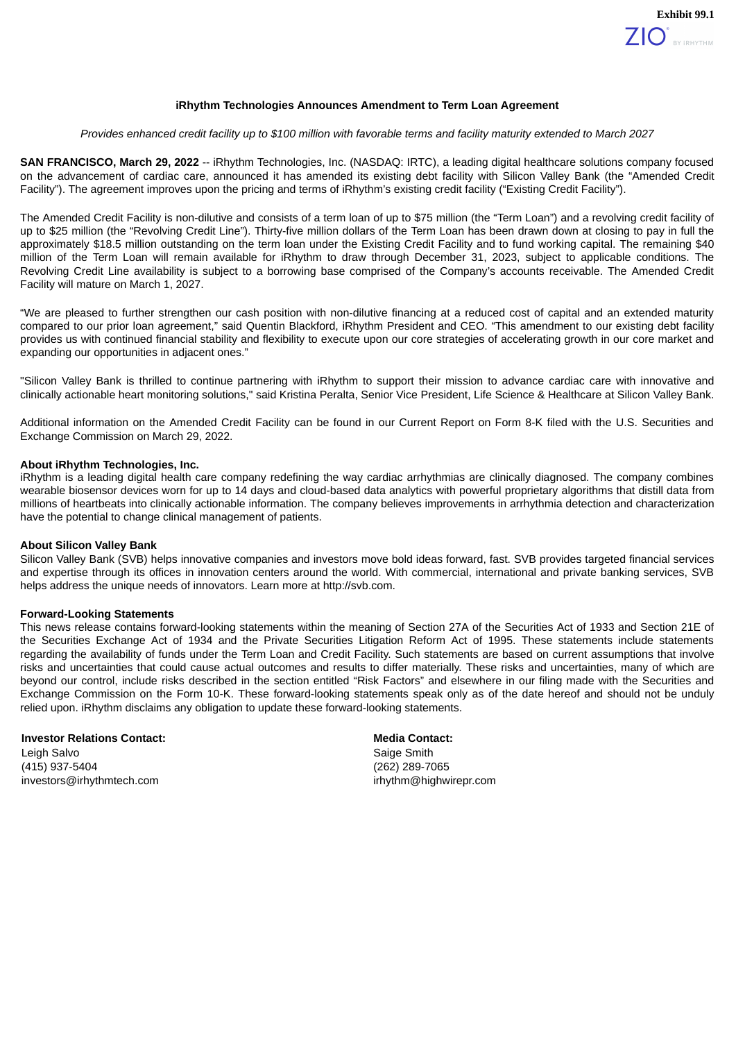Exhibit 99.1

ZIO® BY iRHYTHM

### iRhythm Technologies Announces Amendment to Term Loan Agreement

*Provides enhanced credit facility up to $100 million with favorable terms and facility maturity extended to March 2027*

**SAN FRANCISCO, March 29, 2022** -- iRhythm Technologies, Inc. (NASDAQ: IRTC), a leading digital healthcare solutions company focused on the advancement of cardiac care, announced it has amended its existing debt facility with Silicon Valley Bank (the "Amended Credit Facility"). The agreement improves upon the pricing and terms of iRhythm's existing credit facility ("Existing Credit Facility").

The Amended Credit Facility is non-dilutive and consists of a term loan of up to $75 million (the "Term Loan") and a revolving credit facility of up to $25 million (the "Revolving Credit Line"). Thirty-five million dollars of the Term Loan has been drawn down at closing to pay in full the approximately $18.5 million outstanding on the term loan under the Existing Credit Facility and to fund working capital. The remaining $40 million of the Term Loan will remain available for iRhythm to draw through December 31, 2023, subject to applicable conditions. The Revolving Credit Line availability is subject to a borrowing base comprised of the Company's accounts receivable. The Amended Credit Facility will mature on March 1, 2027.

"We are pleased to further strengthen our cash position with non-dilutive financing at a reduced cost of capital and an extended maturity compared to our prior loan agreement," said Quentin Blackford, iRhythm President and CEO. "This amendment to our existing debt facility provides us with continued financial stability and flexibility to execute upon our core strategies of accelerating growth in our core market and expanding our opportunities in adjacent ones."

"Silicon Valley Bank is thrilled to continue partnering with iRhythm to support their mission to advance cardiac care with innovative and clinically actionable heart monitoring solutions," said Kristina Peralta, Senior Vice President, Life Science & Healthcare at Silicon Valley Bank.

Additional information on the Amended Credit Facility can be found in our Current Report on Form 8-K filed with the U.S. Securities and Exchange Commission on March 29, 2022.

**About iRhythm Technologies, Inc.**

iRhythm is a leading digital health care company redefining the way cardiac arrhythmias are clinically diagnosed. The company combines wearable biosensor devices worn for up to 14 days and cloud-based data analytics with powerful proprietary algorithms that distill data from millions of heartbeats into clinically actionable information. The company believes improvements in arrhythmia detection and characterization have the potential to change clinical management of patients.

**About Silicon Valley Bank**

Silicon Valley Bank (SVB) helps innovative companies and investors move bold ideas forward, fast. SVB provides targeted financial services and expertise through its offices in innovation centers around the world. With commercial, international and private banking services, SVB helps address the unique needs of innovators. Learn more at http://svb.com.

**Forward-Looking Statements**

This news release contains forward-looking statements within the meaning of Section 27A of the Securities Act of 1933 and Section 21E of the Securities Exchange Act of 1934 and the Private Securities Litigation Reform Act of 1995. These statements include statements regarding the availability of funds under the Term Loan and Credit Facility. Such statements are based on current assumptions that involve risks and uncertainties that could cause actual outcomes and results to differ materially. These risks and uncertainties, many of which are beyond our control, include risks described in the section entitled "Risk Factors" and elsewhere in our filing made with the Securities and Exchange Commission on the Form 10-K. These forward-looking statements speak only as of the date hereof and should not be unduly relied upon. iRhythm disclaims any obligation to update these forward-looking statements.

**Investor Relations Contact:**
Leigh Salvo
(415) 937-5404
investors@irhythmtech.com

**Media Contact:**
Saige Smith
(262) 289-7065
irhythm@highwirepr.com